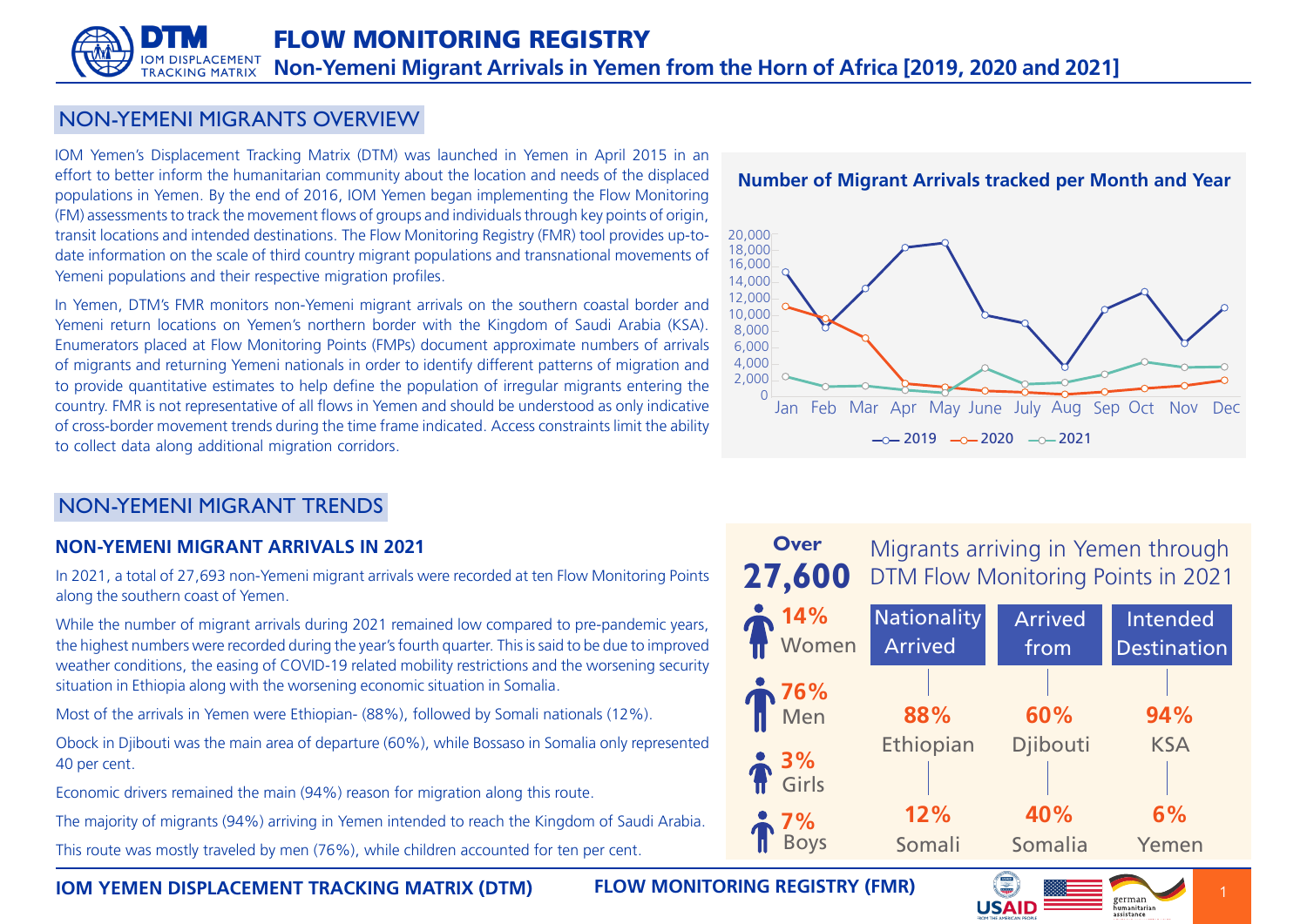# FLOW MONITORING REGISTRY

## Non-Yemeni Migrant Arrivals in Yemen from the Horn of Africa [2019, 2020 and 2021]

## NON-YEMENI MIGRANTS OVERVIEW

IOM Yemen's Displacement Tracking Matrix (DTM) was launched in Yemen in April 2015 in an effort to better inform the humanitarian community about the location and needs of the displaced populations in Yemen. By the end of 2016, IOM Yemen began implementing the Flow Monitoring (FM) assessments to track the movement flows of groups and individuals through key points of origin, transit locations and intended destinations. The Flow Monitoring Registry (FMR) tool provides up-to-date information on the scale of third country migrant populations and transnational movements of Yemeni populations and their respective migration profiles.

In Yemen, DTM's FMR monitors non-Yemeni migrant arrivals on the southern coastal border and Yemeni return locations on Yemen's northern border with the Kingdom of Saudi Arabia (KSA). Enumerators placed at Flow Monitoring Points (FMPs) document approximate numbers of arrivals of migrants and returning Yemeni nationals in order to identify different patterns of migration and to provide quantitative estimates to help define the population of irregular migrants entering the country. FMR is not representative of all flows in Yemen and should be understood as only indicative of cross-border movement trends during the time frame indicated. Access constraints limit the ability to collect data along additional migration corridors.

**Number of Migrant Arrivals tracked per Month and Year**

(Line chart: 2019, 2020, 2021; months Jan–Dec; y-axis 0–20,000)

## NON-YEMENI MIGRANT TRENDS

### NON-YEMENI MIGRANT ARRIVALS IN 2021

In 2021, a total of 27,693 non-Yemeni migrant arrivals were recorded at ten Flow Monitoring Points along the southern coast of Yemen.

While the number of migrant arrivals during 2021 remained low compared to pre-pandemic years, the highest numbers were recorded during the year's fourth quarter. This is said to be due to improved weather conditions, the easing of COVID-19 related mobility restrictions and the worsening security situation in Ethiopia along with the worsening economic situation in Somalia.

Most of the arrivals in Yemen were Ethiopian- (88%), followed by Somali nationals (12%).

Obock in Djibouti was the main area of departure (60%), while Bossaso in Somalia only represented 40 per cent.

Economic drivers remained the main (94%) reason for migration along this route.

The majority of migrants (94%) arriving in Yemen intended to reach the Kingdom of Saudi Arabia.

This route was mostly traveled by men (76%), while children accounted for ten per cent.

**Over 27,600** Migrants arriving in Yemen through DTM Flow Monitoring Points in 2021

- 14% Women
- 76% Men
- 3% Girls
- 7% Boys

| Nationality Arrived | Arrived from | Intended Destination |
|---|---|---|
| 88% Ethiopian | 60% Djibouti | 94% KSA |
| 12% Somali | 40% Somalia | 6% Yemen |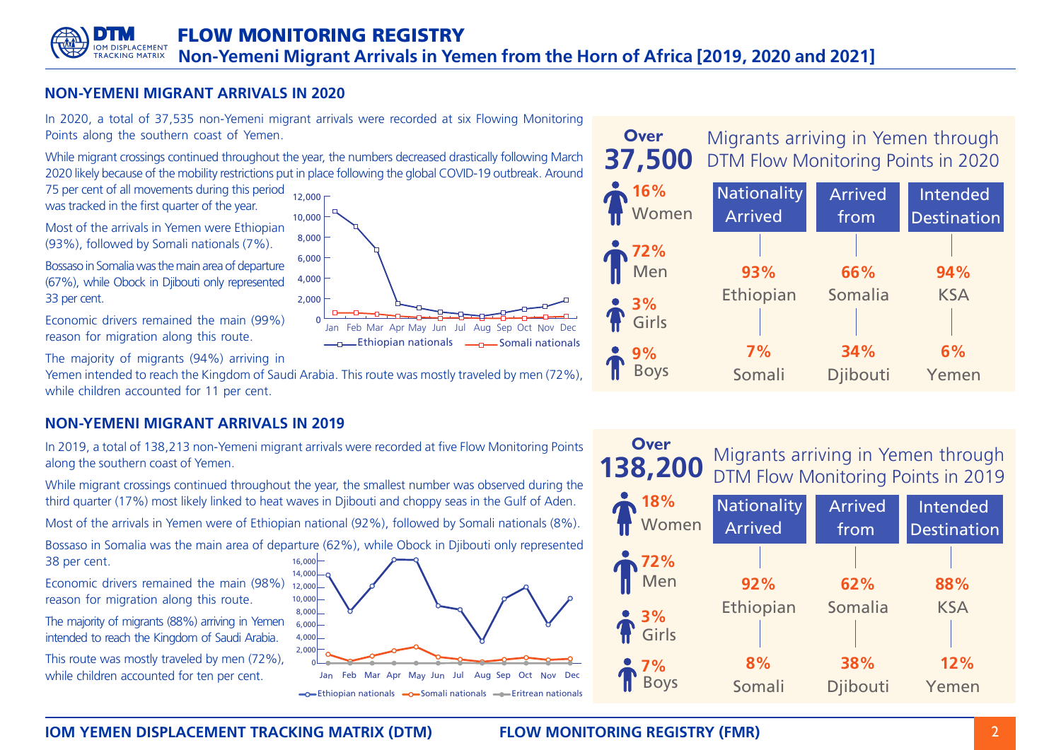# FLOW MONITORING REGISTRY

## Non-Yemeni Migrant Arrivals in Yemen from the Horn of Africa [2019, 2020 and 2021]

### NON-YEMENI MIGRANT ARRIVALS IN 2020

In 2020, a total of 37,535 non-Yemeni migrant arrivals were recorded at six Flowing Monitoring Points along the southern coast of Yemen.

While migrant crossings continued throughout the year, the numbers decreased drastically following March 2020 likely because of the mobility restrictions put in place following the global COVID-19 outbreak. Around 75 per cent of all movements during this period was tracked in the first quarter of the year.

Most of the arrivals in Yemen were Ethiopian (93%), followed by Somali nationals (7%).

Bossaso in Somalia was the main area of departure (67%), while Obock in Djibouti only represented 33 per cent.

Economic drivers remained the main (99%) reason for migration along this route.

The majority of migrants (94%) arriving in Yemen intended to reach the Kingdom of Saudi Arabia. This route was mostly traveled by men (72%), while children accounted for 11 per cent.

**Over 37,500** Migrants arriving in Yemen through DTM Flow Monitoring Points in 2020

- 16% Women
- 72% Men
- 3% Girls
- 9% Boys

| Nationality Arrived | Arrived from | Intended Destination |
|---|---|---|
| 93% Ethiopian | 66% Somalia | 94% KSA |
| 7% Somali | 34% Djibouti | 6% Yemen |

### NON-YEMENI MIGRANT ARRIVALS IN 2019

In 2019, a total of 138,213 non-Yemeni migrant arrivals were recorded at five Flow Monitoring Points along the southern coast of Yemen.

While migrant crossings continued throughout the year, the smallest number was observed during the third quarter (17%) most likely linked to heat waves in Djibouti and choppy seas in the Gulf of Aden.

Most of the arrivals in Yemen were of Ethiopian national (92%), followed by Somali nationals (8%).

Bossaso in Somalia was the main area of departure (62%), while Obock in Djibouti only represented 38 per cent.

Economic drivers remained the main (98%) reason for migration along this route.

The majority of migrants (88%) arriving in Yemen intended to reach the Kingdom of Saudi Arabia.

This route was mostly traveled by men (72%), while children accounted for ten per cent.

**Over 138,200** Migrants arriving in Yemen through DTM Flow Monitoring Points in 2019

- 18% Women
- 72% Men
- 3% Girls
- 7% Boys

| Nationality Arrived | Arrived from | Intended Destination |
|---|---|---|
| 92% Ethiopian | 62% Somalia | 88% KSA |
| 8% Somali | 38% Djibouti | 12% Yemen |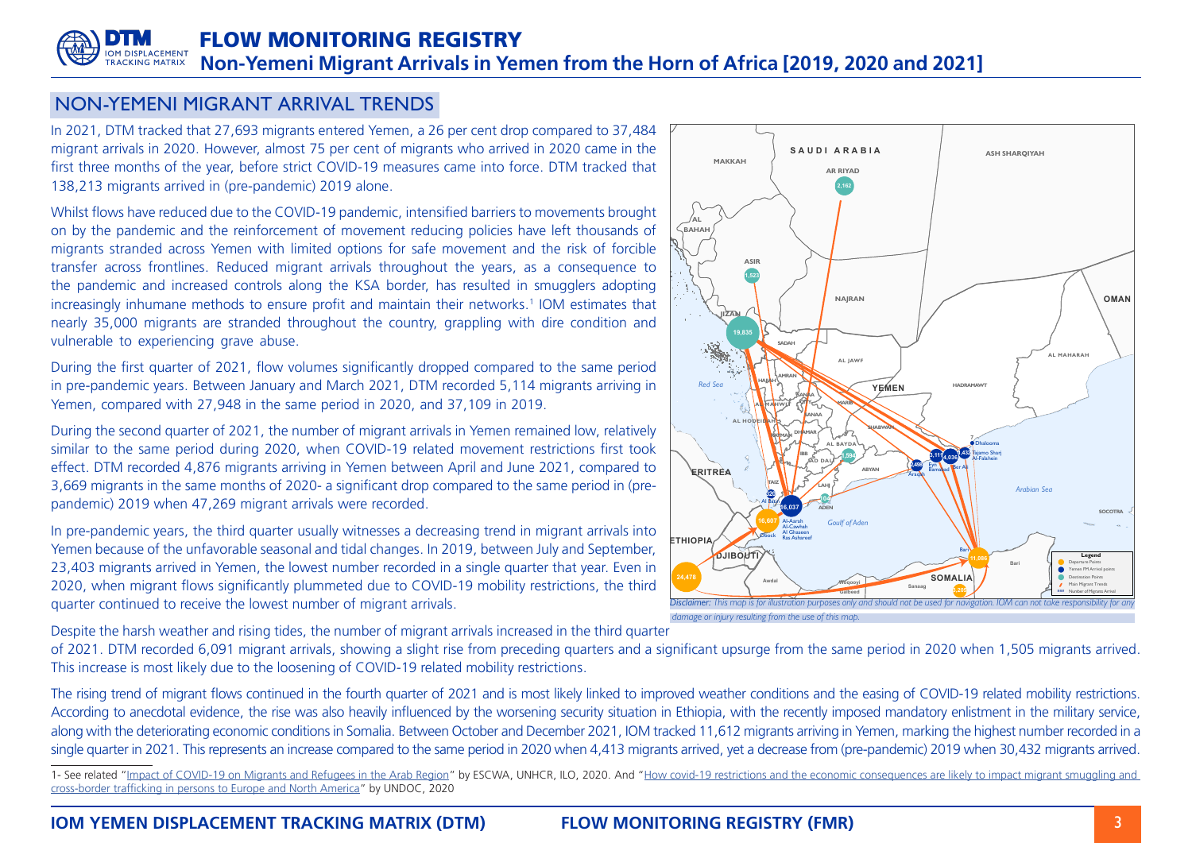# FLOW MONITORING REGISTRY

## Non-Yemeni Migrant Arrivals in Yemen from the Horn of Africa [2019, 2020 and 2021]

## NON-YEMENI MIGRANT ARRIVAL TRENDS

In 2021, DTM tracked that 27,693 migrants entered Yemen, a 26 per cent drop compared to 37,484 migrant arrivals in 2020. However, almost 75 per cent of migrants who arrived in 2020 came in the first three months of the year, before strict COVID-19 measures came into force. DTM tracked that 138,213 migrants arrived in (pre-pandemic) 2019 alone.

Whilst flows have reduced due to the COVID-19 pandemic, intensified barriers to movements brought on by the pandemic and the reinforcement of movement reducing policies have left thousands of migrants stranded across Yemen with limited options for safe movement and the risk of forcible transfer across frontlines. Reduced migrant arrivals throughout the years, as a consequence to the pandemic and increased controls along the KSA border, has resulted in smugglers adopting increasingly inhumane methods to ensure profit and maintain their networks.[1] IOM estimates that nearly 35,000 migrants are stranded throughout the country, grappling with dire condition and vulnerable to experiencing grave abuse.

During the first quarter of 2021, flow volumes significantly dropped compared to the same period in pre-pandemic years. Between January and March 2021, DTM recorded 5,114 migrants arriving in Yemen, compared with 27,948 in the same period in 2020, and 37,109 in 2019.

During the second quarter of 2021, the number of migrant arrivals in Yemen remained low, relatively similar to the same period during 2020, when COVID-19 related movement restrictions first took effect. DTM recorded 4,876 migrants arriving in Yemen between April and June 2021, compared to 3,669 migrants in the same months of 2020- a significant drop compared to the same period in (pre-pandemic) 2019 when 47,269 migrant arrivals were recorded.

In pre-pandemic years, the third quarter usually witnesses a decreasing trend in migrant arrivals into Yemen because of the unfavorable seasonal and tidal changes. In 2019, between July and September, 23,403 migrants arrived in Yemen, the lowest number recorded in a single quarter that year. Even in 2020, when migrant flows significantly plummeted due to COVID-19 mobility restrictions, the third quarter continued to receive the lowest number of migrant arrivals.

*Disclaimer: This map is for illustration purposes only and should not be used for navigation. IOM can not take responsibility for any damage or injury resulting from the use of this map.*

Despite the harsh weather and rising tides, the number of migrant arrivals increased in the third quarter of 2021. DTM recorded 6,091 migrant arrivals, showing a slight rise from preceding quarters and a significant upsurge from the same period in 2020 when 1,505 migrants arrived. This increase is most likely due to the loosening of COVID-19 related mobility restrictions.

The rising trend of migrant flows continued in the fourth quarter of 2021 and is most likely linked to improved weather conditions and the easing of COVID-19 related mobility restrictions. According to anecdotal evidence, the rise was also heavily influenced by the worsening security situation in Ethiopia, with the recently imposed mandatory enlistment in the military service, along with the deteriorating economic conditions in Somalia. Between October and December 2021, IOM tracked 11,612 migrants arriving in Yemen, marking the highest number recorded in a single quarter in 2021. This represents an increase compared to the same period in 2020 when 4,413 migrants arrived, yet a decrease from (pre-pandemic) 2019 when 30,432 migrants arrived.

---

1- See related "Impact of COVID-19 on Migrants and Refugees in the Arab Region" by ESCWA, UNHCR, ILO, 2020. And "How covid-19 restrictions and the economic consequences are likely to impact migrant smuggling and cross-border trafficking in persons to Europe and North America" by UNDOC, 2020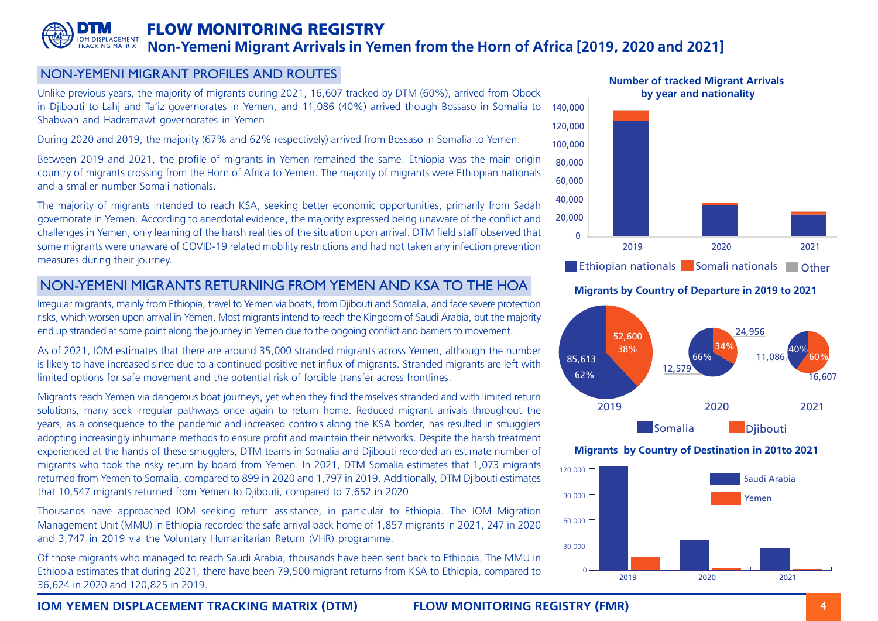# FLOW MONITORING REGISTRY

## Non-Yemeni Migrant Arrivals in Yemen from the Horn of Africa [2019, 2020 and 2021]

## NON-YEMENI MIGRANT PROFILES AND ROUTES

Unlike previous years, the majority of migrants during 2021, 16,607 tracked by DTM (60%), arrived from Obock in Djibouti to Lahj and Ta'iz governorates in Yemen, and 11,086 (40%) arrived though Bossaso in Somalia to Shabwah and Hadramawt governorates in Yemen.

During 2020 and 2019, the majority (67% and 62% respectively) arrived from Bossaso in Somalia to Yemen.

Between 2019 and 2021, the profile of migrants in Yemen remained the same. Ethiopia was the main origin country of migrants crossing from the Horn of Africa to Yemen. The majority of migrants were Ethiopian nationals and a smaller number Somali nationals.

The majority of migrants intended to reach KSA, seeking better economic opportunities, primarily from Sadah governorate in Yemen. According to anecdotal evidence, the majority expressed being unaware of the conflict and challenges in Yemen, only learning of the harsh realities of the situation upon arrival. DTM field staff observed that some migrants were unaware of COVID-19 related mobility restrictions and had not taken any infection prevention measures during their journey.

**Number of tracked Migrant Arrivals by year and nationality**

140,000
120,000
100,000
80,000
60,000
40,000
20,000
0

2019
2020
2021

Ethiopian nationals
Somali nationals
Other

## NON-YEMENI MIGRANTS RETURNING FROM YEMEN AND KSA TO THE HOA

Irregular migrants, mainly from Ethiopia, travel to Yemen via boats, from Djibouti and Somalia, and face severe protection risks, which worsen upon arrival in Yemen. Most migrants intend to reach the Kingdom of Saudi Arabia, but the majority end up stranded at some point along the journey in Yemen due to the ongoing conflict and barriers to movement.

As of 2021, IOM estimates that there are around 35,000 stranded migrants across Yemen, although the number is likely to have increased since due to a continued positive net influx of migrants. Stranded migrants are left with limited options for safe movement and the potential risk of forcible transfer across frontlines.

Migrants reach Yemen via dangerous boat journeys, yet when they find themselves stranded and with limited return solutions, many seek irregular pathways once again to return home. Reduced migrant arrivals throughout the years, as a consequence to the pandemic and increased controls along the KSA border, has resulted in smugglers adopting increasingly inhumane methods to ensure profit and maintain their networks. Despite the harsh treatment experienced at the hands of these smugglers, DTM teams in Somalia and Djibouti recorded an estimate number of migrants who took the risky return by board from Yemen. In 2021, DTM Somalia estimates that 1,073 migrants returned from Yemen to Somalia, compared to 899 in 2020 and 1,797 in 2019. Additionally, DTM Djibouti estimates that 10,547 migrants returned from Yemen to Djibouti, compared to 7,652 in 2020.

Thousands have approached IOM seeking return assistance, in particular to Ethiopia. The IOM Migration Management Unit (MMU) in Ethiopia recorded the safe arrival back home of 1,857 migrants in 2021, 247 in 2020 and 3,747 in 2019 via the Voluntary Humanitarian Return (VHR) programme.

Of those migrants who managed to reach Saudi Arabia, thousands have been sent back to Ethiopia. The MMU in Ethiopia estimates that during 2021, there have been 79,500 migrant returns from KSA to Ethiopia, compared to 36,624 in 2020 and 120,825 in 2019.

**Migrants by Country of Departure in 2019 to 2021**

2019: 52,600 38%; 85,613 62%
2020: 24,956 34%; 12,579 66%
2021: 11,086 40%; 16,607 60%

Somalia
Djibouti

**Migrants by Country of Destination in 201to 2021**

120,000
90,000
60,000
30,000
0

2019
2020
2021

Saudi Arabia
Yemen